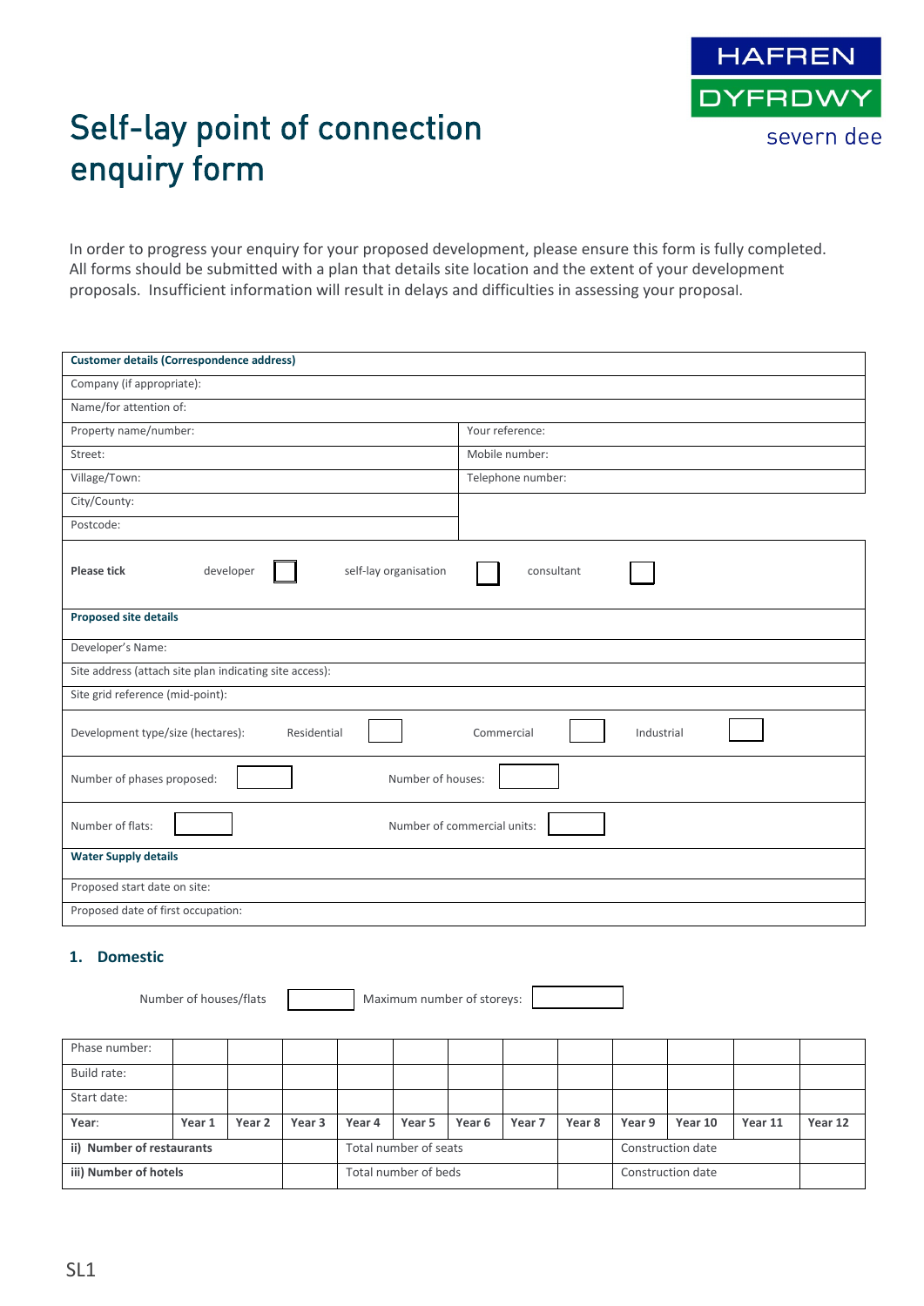HAFREN DYFRDWY
severn dee

# Self-lay point of connection enquiry form

In order to progress your enquiry for your proposed development, please ensure this form is fully completed. All forms should be submitted with a plan that details site location and the extent of your development proposals. Insufficient information will result in delays and difficulties in assessing your proposal.

| **Customer details (Correspondence address)** | |
|---|---|
| Company (if appropriate): | |
| Name/for attention of: | |
| Property name/number: | Your reference: |
| Street: | Mobile number: |
| Village/Town: | Telephone number: |
| City/County: | |
| Postcode: | |

**Please tick** developer ☐ self-lay organisation ☐ consultant ☐

| **Proposed site details** |
|---|
| Developer's Name: |
| Site address (attach site plan indicating site access): |
| Site grid reference (mid-point): |
| Development type/size (hectares): Residential ☐ Commercial ☐ Industrial ☐ |
| Number of phases proposed: ☐ Number of houses: ☐ |
| Number of flats: ☐ Number of commercial units: ☐ |

| **Water Supply details** |
|---|
| Proposed start date on site: |
| Proposed date of first occupation: |

## 1. Domestic

Number of houses/flats ☐ Maximum number of storeys: ☐

| Phase number: | | | | | | | | | | | |
|---|---|---|---|---|---|---|---|---|---|---|---|
| Build rate: | | | | | | | | | | | |
| Start date: | | | | | | | | | | | |
| Year: | Year 1 | Year 2 | Year 3 | Year 4 | Year 5 | Year 6 | Year 7 | Year 8 | Year 9 | Year 10 | Year 11 | Year 12 |

| **ii) Number of restaurants** | | Total number of seats | | Construction date | |
|---|---|---|---|---|---|
| **iii) Number of hotels** | | Total number of beds | | Construction date | |

SL1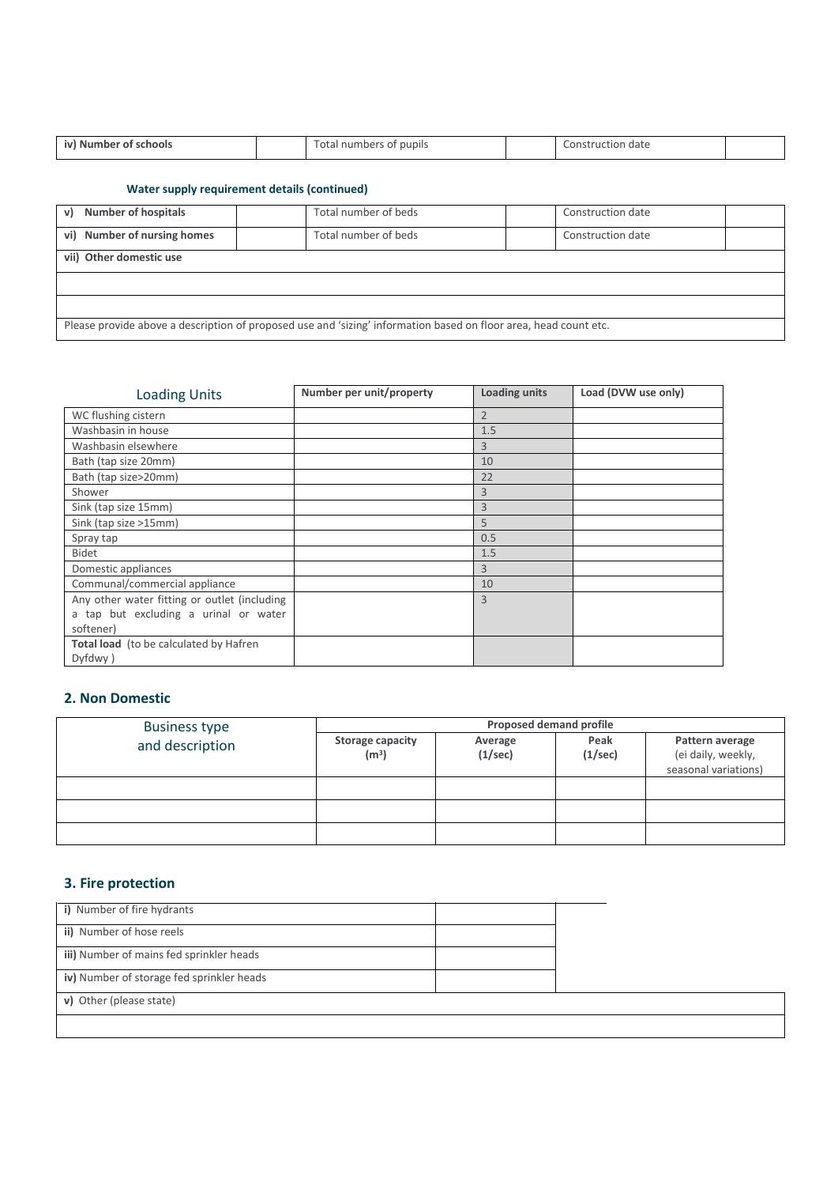| iv) **Number of schools** | | Total numbers of pupils | | Construction date | |
|---|---|---|---|---|---|

**Water supply requirement details (continued)**

| v) **Number of hospitals** | | Total number of beds | | Construction date | |
|---|---|---|---|---|---|
| vi) **Number of nursing homes** | | Total number of beds | | Construction date | |
| vii) **Other domestic use** | | | | | |
| | | | | | |
| | | | | | |
| Please provide above a description of proposed use and 'sizing' information based on floor area, head count etc. | | | | | |

| Loading Units | Number per unit/property | Loading units | Load (DVW use only) |
|---|---|---|---|
| WC flushing cistern | | 2 | |
| Washbasin in house | | 1.5 | |
| Washbasin elsewhere | | 3 | |
| Bath (tap size 20mm) | | 10 | |
| Bath (tap size>20mm) | | 22 | |
| Shower | | 3 | |
| Sink (tap size 15mm) | | 3 | |
| Sink (tap size >15mm) | | 5 | |
| Spray tap | | 0.5 | |
| Bidet | | 1.5 | |
| Domestic appliances | | 3 | |
| Communal/commercial appliance | | 10 | |
| Any other water fitting or outlet (including a tap but excluding a urinal or water softener) | | 3 | |
| **Total load** (to be calculated by Hafren Dyfdwy ) | | | |

## 2. Non Domestic

| Business type and description | Proposed demand profile | | | |
|---|---|---|---|---|
| | **Storage capacity ($m^3$)** | **Average (1/sec)** | **Peak (1/sec)** | **Pattern average** (ei daily, weekly, seasonal variations) |
| | | | | |
| | | | | |
| | | | | |

## 3. Fire protection

| | |
|---|---|
| **i)** Number of fire hydrants | |
| **ii)** Number of hose reels | |
| **iii)** Number of mains fed sprinkler heads | |
| **iv)** Number of storage fed sprinkler heads | |
| **v)** Other (please state) | |
| | |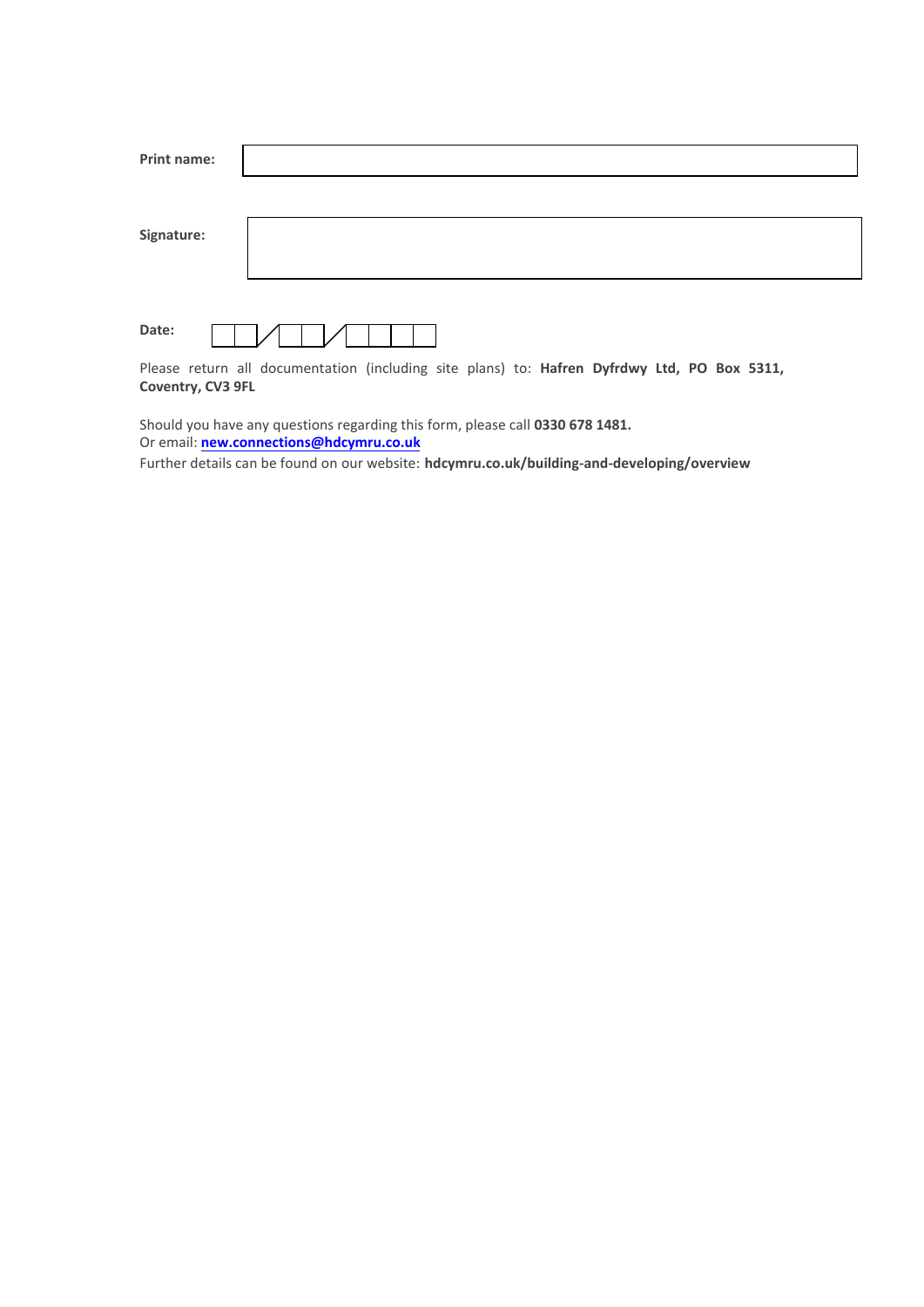**Print name:**

**Signature:**

**Date:** __ __ / __ __ / __ __ __ __

Please return all documentation (including site plans) to: **Hafren Dyfrdwy Ltd, PO Box 5311, Coventry, CV3 9FL**

Should you have any questions regarding this form, please call **0330 678 1481.**
Or email: **new.connections@hdcymru.co.uk**
Further details can be found on our website: **hdcymru.co.uk/building-and-developing/overview**